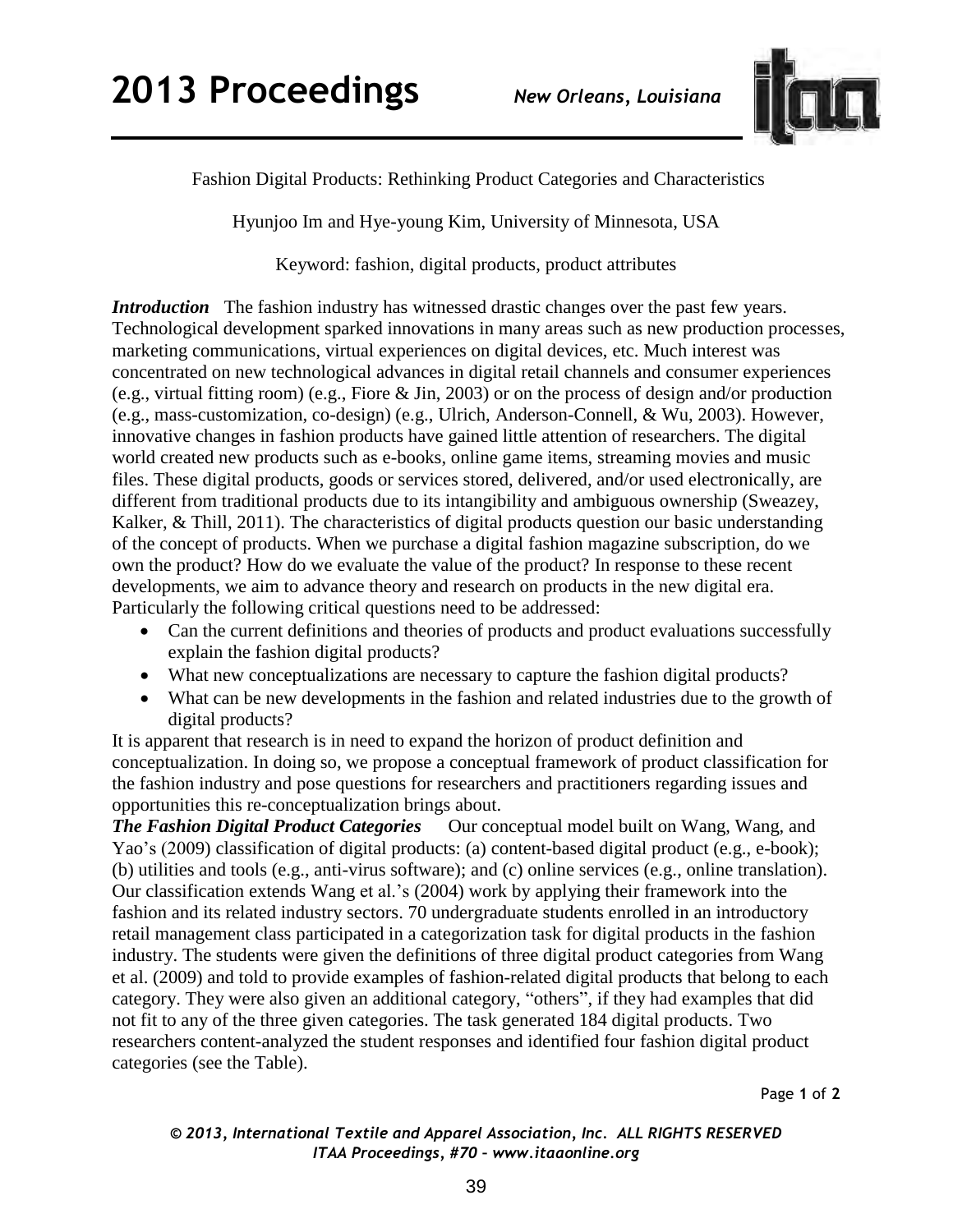# Fashion Digital Products: Rethinking Product Categories and Characteristics

Hyunjoo Im and Hye-young Kim, University of Minnesota, USA

Keyword: fashion, digital products, product attributes

***Introduction*** The fashion industry has witnessed drastic changes over the past few years. Technological development sparked innovations in many areas such as new production processes, marketing communications, virtual experiences on digital devices, etc. Much interest was concentrated on new technological advances in digital retail channels and consumer experiences (e.g., virtual fitting room) (e.g., Fiore & Jin, 2003) or on the process of design and/or production (e.g., mass-customization, co-design) (e.g., Ulrich, Anderson-Connell, & Wu, 2003). However, innovative changes in fashion products have gained little attention of researchers. The digital world created new products such as e-books, online game items, streaming movies and music files. These digital products, goods or services stored, delivered, and/or used electronically, are different from traditional products due to its intangibility and ambiguous ownership (Sweazey, Kalker, & Thill, 2011). The characteristics of digital products question our basic understanding of the concept of products. When we purchase a digital fashion magazine subscription, do we own the product? How do we evaluate the value of the product? In response to these recent developments, we aim to advance theory and research on products in the new digital era. Particularly the following critical questions need to be addressed:

- Can the current definitions and theories of products and product evaluations successfully explain the fashion digital products?
- What new conceptualizations are necessary to capture the fashion digital products?
- What can be new developments in the fashion and related industries due to the growth of digital products?

It is apparent that research is in need to expand the horizon of product definition and conceptualization. In doing so, we propose a conceptual framework of product classification for the fashion industry and pose questions for researchers and practitioners regarding issues and opportunities this re-conceptualization brings about.

***The Fashion Digital Product Categories*** Our conceptual model built on Wang, Wang, and Yao's (2009) classification of digital products: (a) content-based digital product (e.g., e-book); (b) utilities and tools (e.g., anti-virus software); and (c) online services (e.g., online translation). Our classification extends Wang et al.'s (2004) work by applying their framework into the fashion and its related industry sectors. 70 undergraduate students enrolled in an introductory retail management class participated in a categorization task for digital products in the fashion industry. The students were given the definitions of three digital product categories from Wang et al. (2009) and told to provide examples of fashion-related digital products that belong to each category. They were also given an additional category, "others", if they had examples that did not fit to any of the three given categories. The task generated 184 digital products. Two researchers content-analyzed the student responses and identified four fashion digital product categories (see the Table).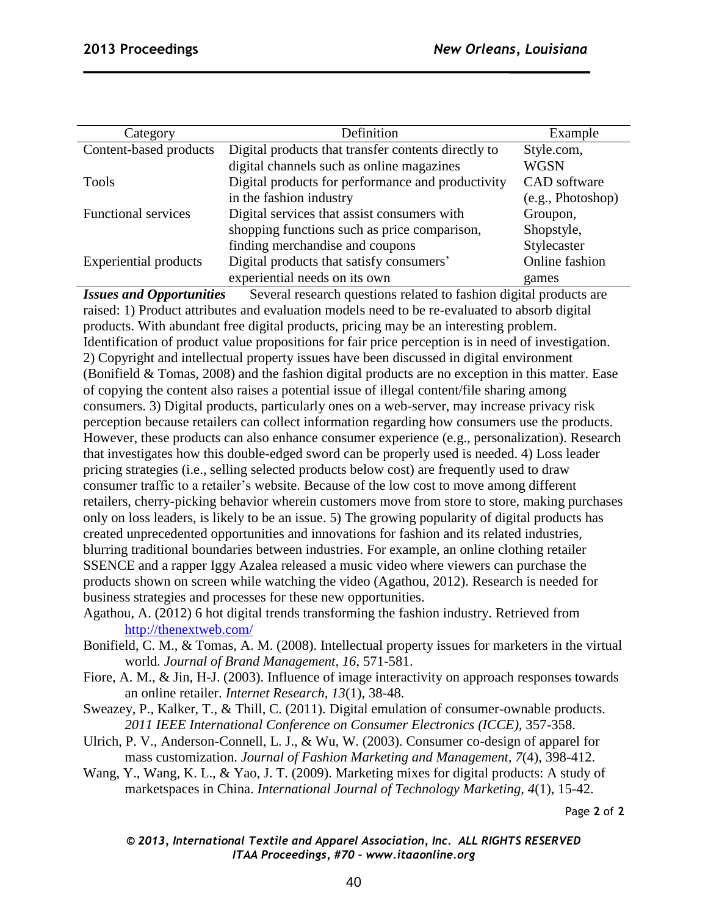| Category | Definition | Example |
|---|---|---|
| Content-based products | Digital products that transfer contents directly to digital channels such as online magazines | Style.com, WGSN |
| Tools | Digital products for performance and productivity in the fashion industry | CAD software (e.g., Photoshop) |
| Functional services | Digital services that assist consumers with shopping functions such as price comparison, finding merchandise and coupons | Groupon, Shopstyle, Stylecaster |
| Experiential products | Digital products that satisfy consumers' experiential needs on its own | Online fashion games |

***Issues and Opportunities*** Several research questions related to fashion digital products are raised: 1) Product attributes and evaluation models need to be re-evaluated to absorb digital products. With abundant free digital products, pricing may be an interesting problem. Identification of product value propositions for fair price perception is in need of investigation. 2) Copyright and intellectual property issues have been discussed in digital environment (Bonifield & Tomas, 2008) and the fashion digital products are no exception in this matter. Ease of copying the content also raises a potential issue of illegal content/file sharing among consumers. 3) Digital products, particularly ones on a web-server, may increase privacy risk perception because retailers can collect information regarding how consumers use the products. However, these products can also enhance consumer experience (e.g., personalization). Research that investigates how this double-edged sword can be properly used is needed. 4) Loss leader pricing strategies (i.e., selling selected products below cost) are frequently used to draw consumer traffic to a retailer's website. Because of the low cost to move among different retailers, cherry-picking behavior wherein customers move from store to store, making purchases only on loss leaders, is likely to be an issue. 5) The growing popularity of digital products has created unprecedented opportunities and innovations for fashion and its related industries, blurring traditional boundaries between industries. For example, an online clothing retailer SSENCE and a rapper Iggy Azalea released a music video where viewers can purchase the products shown on screen while watching the video (Agathou, 2012). Research is needed for business strategies and processes for these new opportunities.

Agathou, A. (2012) 6 hot digital trends transforming the fashion industry. Retrieved from http://thenextweb.com/

Bonifield, C. M., & Tomas, A. M. (2008). Intellectual property issues for marketers in the virtual world. *Journal of Brand Management, 16*, 571-581.

Fiore, A. M., & Jin, H-J. (2003). Influence of image interactivity on approach responses towards an online retailer. *Internet Research, 13*(1), 38-48.

Sweazey, P., Kalker, T., & Thill, C. (2011). Digital emulation of consumer-ownable products. *2011 IEEE International Conference on Consumer Electronics (ICCE)*, 357-358.

Ulrich, P. V., Anderson-Connell, L. J., & Wu, W. (2003). Consumer co-design of apparel for mass customization. *Journal of Fashion Marketing and Management, 7*(4), 398-412.

Wang, Y., Wang, K. L., & Yao, J. T. (2009). Marketing mixes for digital products: A study of marketspaces in China. *International Journal of Technology Marketing, 4*(1), 15-42.